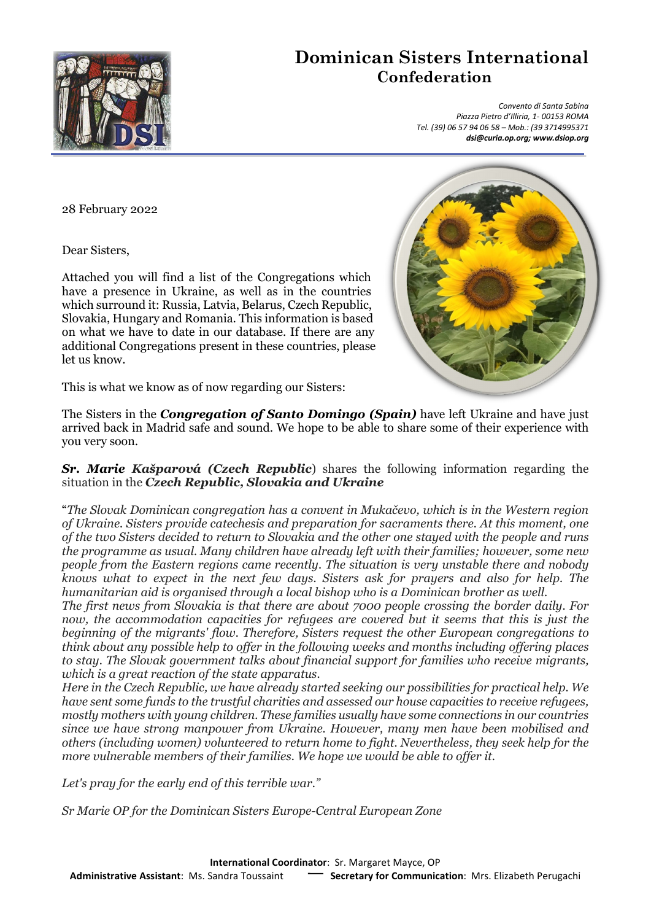# Dominican Sisters International Confederation

*Convento di Santa Sabina*
*Piazza Pietro d'Illiria, 1- 00153 ROMA*
*Tel. (39) 06 57 94 06 58 – Mob.: (39 3714995371*
***dsi@curia.op.org; www.dsiop.org***

28 February 2022

Dear Sisters,

Attached you will find a list of the Congregations which have a presence in Ukraine, as well as in the countries which surround it: Russia, Latvia, Belarus, Czech Republic, Slovakia, Hungary and Romania. This information is based on what we have to date in our database. If there are any additional Congregations present in these countries, please let us know.

This is what we know as of now regarding our Sisters:

The Sisters in the ***Congregation of Santo Domingo (Spain)*** have left Ukraine and have just arrived back in Madrid safe and sound. We hope to be able to share some of their experience with you very soon.

***Sr. Marie Kašparová (Czech Republic***) shares the following information regarding the situation in the ***Czech Republic, Slovakia and Ukraine***

"*The Slovak Dominican congregation has a convent in Mukačevo, which is in the Western region of Ukraine. Sisters provide catechesis and preparation for sacraments there. At this moment, one of the two Sisters decided to return to Slovakia and the other one stayed with the people and runs the programme as usual. Many children have already left with their families; however, some new people from the Eastern regions came recently. The situation is very unstable there and nobody knows what to expect in the next few days. Sisters ask for prayers and also for help. The humanitarian aid is organised through a local bishop who is a Dominican brother as well.*
*The first news from Slovakia is that there are about 7000 people crossing the border daily. For now, the accommodation capacities for refugees are covered but it seems that this is just the beginning of the migrants' flow. Therefore, Sisters request the other European congregations to think about any possible help to offer in the following weeks and months including offering places to stay. The Slovak government talks about financial support for families who receive migrants, which is a great reaction of the state apparatus.*
*Here in the Czech Republic, we have already started seeking our possibilities for practical help. We have sent some funds to the trustful charities and assessed our house capacities to receive refugees, mostly mothers with young children. These families usually have some connections in our countries since we have strong manpower from Ukraine. However, many men have been mobilised and others (including women) volunteered to return home to fight. Nevertheless, they seek help for the more vulnerable members of their families. We hope we would be able to offer it.*

*Let's pray for the early end of this terrible war."*

*Sr Marie OP for the Dominican Sisters Europe-Central European Zone*

**International Coordinator**: Sr. Margaret Mayce, OP
**Administrative Assistant**: Ms. Sandra Toussaint — **Secretary for Communication**: Mrs. Elizabeth Perugachi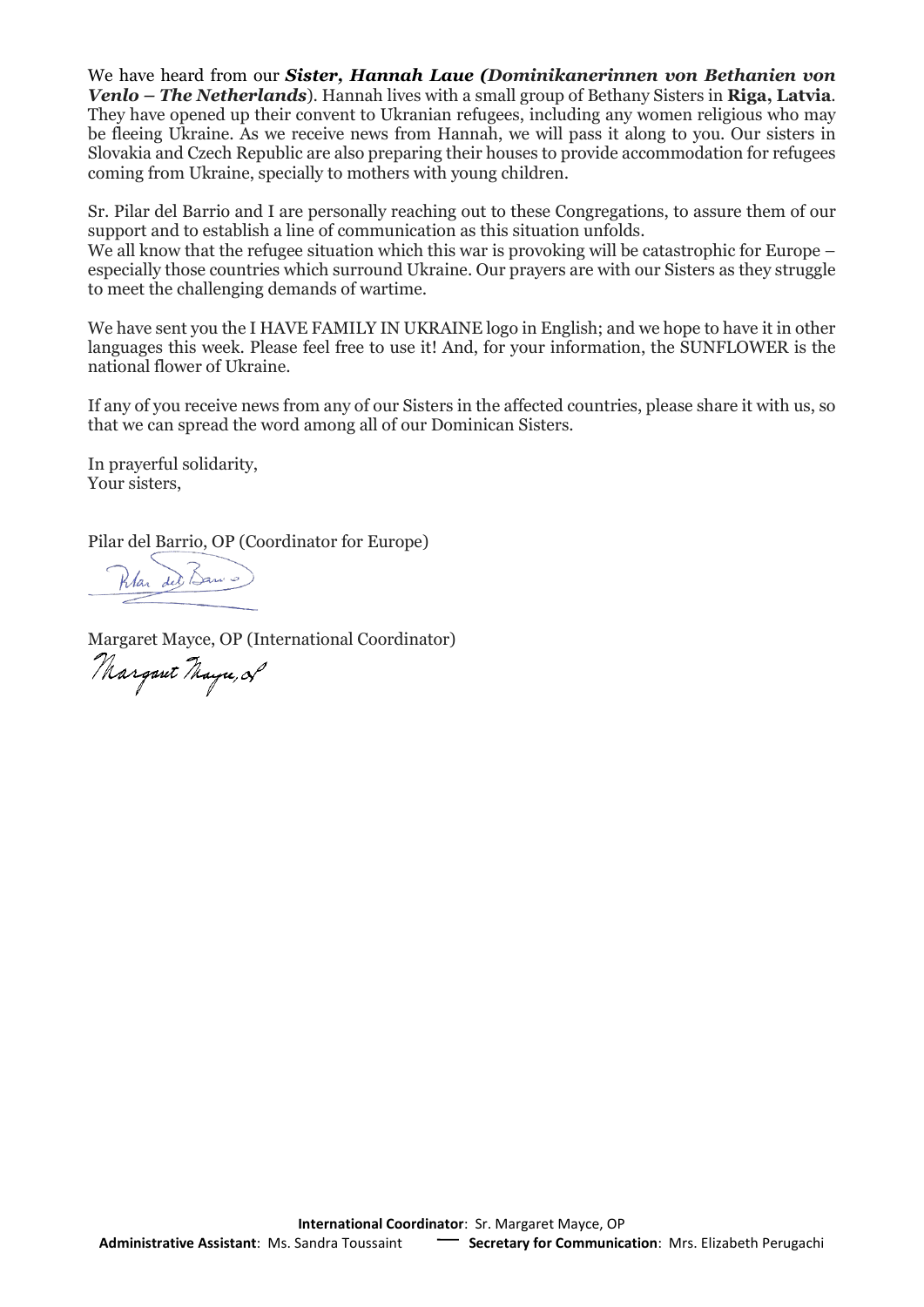We have heard from our ***Sister, Hannah Laue (Dominikanerinnen von Bethanien von Venlo – The Netherlands***). Hannah lives with a small group of Bethany Sisters in **Riga, Latvia**. They have opened up their convent to Ukranian refugees, including any women religious who may be fleeing Ukraine. As we receive news from Hannah, we will pass it along to you. Our sisters in Slovakia and Czech Republic are also preparing their houses to provide accommodation for refugees coming from Ukraine, specially to mothers with young children.

Sr. Pilar del Barrio and I are personally reaching out to these Congregations, to assure them of our support and to establish a line of communication as this situation unfolds.
We all know that the refugee situation which this war is provoking will be catastrophic for Europe – especially those countries which surround Ukraine. Our prayers are with our Sisters as they struggle to meet the challenging demands of wartime.

We have sent you the I HAVE FAMILY IN UKRAINE logo in English; and we hope to have it in other languages this week. Please feel free to use it! And, for your information, the SUNFLOWER is the national flower of Ukraine.

If any of you receive news from any of our Sisters in the affected countries, please share it with us, so that we can spread the word among all of our Dominican Sisters.

In prayerful solidarity,
Your sisters,

Pilar del Barrio, OP (Coordinator for Europe)

Margaret Mayce, OP (International Coordinator)

**International Coordinator**: Sr. Margaret Mayce, OP
**Administrative Assistant**: Ms. Sandra Toussaint — **Secretary for Communication**: Mrs. Elizabeth Perugachi